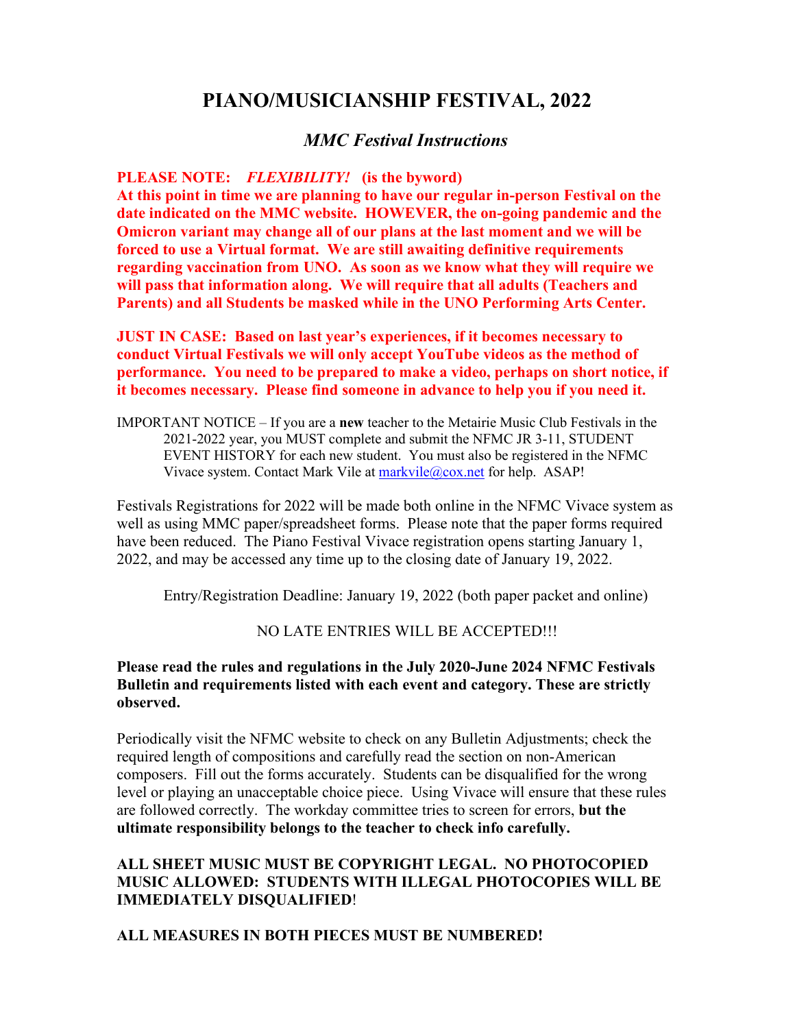# PIANO/MUSICIANSHIP FESTIVAL, 2022

## *MMC Festival Instructions*

**PLEASE NOTE: *FLEXIBILITY!* (is the byword)**
**At this point in time we are planning to have our regular in-person Festival on the date indicated on the MMC website. HOWEVER, the on-going pandemic and the Omicron variant may change all of our plans at the last moment and we will be forced to use a Virtual format. We are still awaiting definitive requirements regarding vaccination from UNO. As soon as we know what they will require we will pass that information along. We will require that all adults (Teachers and Parents) and all Students be masked while in the UNO Performing Arts Center.**

**JUST IN CASE: Based on last year's experiences, if it becomes necessary to conduct Virtual Festivals we will only accept YouTube videos as the method of performance. You need to be prepared to make a video, perhaps on short notice, if it becomes necessary. Please find someone in advance to help you if you need it.**

IMPORTANT NOTICE – If you are a **new** teacher to the Metairie Music Club Festivals in the 2021-2022 year, you MUST complete and submit the NFMC JR 3-11, STUDENT EVENT HISTORY for each new student. You must also be registered in the NFMC Vivace system. Contact Mark Vile at markvile@cox.net for help. ASAP!

Festivals Registrations for 2022 will be made both online in the NFMC Vivace system as well as using MMC paper/spreadsheet forms. Please note that the paper forms required have been reduced. The Piano Festival Vivace registration opens starting January 1, 2022, and may be accessed any time up to the closing date of January 19, 2022.

Entry/Registration Deadline: January 19, 2022 (both paper packet and online)

NO LATE ENTRIES WILL BE ACCEPTED!!!

**Please read the rules and regulations in the July 2020-June 2024 NFMC Festivals Bulletin and requirements listed with each event and category. These are strictly observed.**

Periodically visit the NFMC website to check on any Bulletin Adjustments; check the required length of compositions and carefully read the section on non-American composers. Fill out the forms accurately. Students can be disqualified for the wrong level or playing an unacceptable choice piece. Using Vivace will ensure that these rules are followed correctly. The workday committee tries to screen for errors, **but the ultimate responsibility belongs to the teacher to check info carefully.**

**ALL SHEET MUSIC MUST BE COPYRIGHT LEGAL. NO PHOTOCOPIED MUSIC ALLOWED: STUDENTS WITH ILLEGAL PHOTOCOPIES WILL BE IMMEDIATELY DISQUALIFIED!**

**ALL MEASURES IN BOTH PIECES MUST BE NUMBERED!**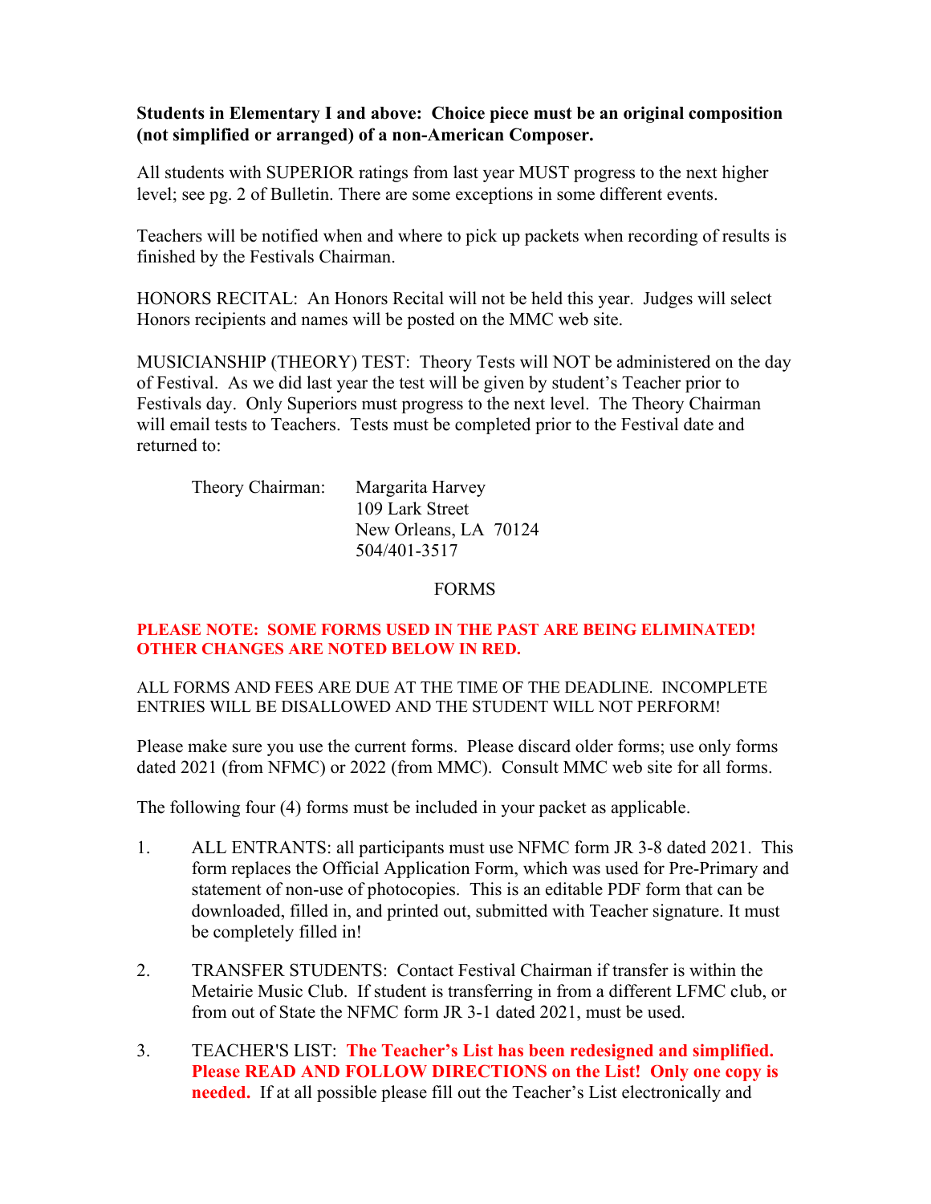**Students in Elementary I and above: Choice piece must be an original composition (not simplified or arranged) of a non-American Composer.**

All students with SUPERIOR ratings from last year MUST progress to the next higher level; see pg. 2 of Bulletin. There are some exceptions in some different events.

Teachers will be notified when and where to pick up packets when recording of results is finished by the Festivals Chairman.

HONORS RECITAL: An Honors Recital will not be held this year. Judges will select Honors recipients and names will be posted on the MMC web site.

MUSICIANSHIP (THEORY) TEST: Theory Tests will NOT be administered on the day of Festival. As we did last year the test will be given by student's Teacher prior to Festivals day. Only Superiors must progress to the next level. The Theory Chairman will email tests to Teachers. Tests must be completed prior to the Festival date and returned to:

Theory Chairman: Margarita Harvey
109 Lark Street
New Orleans, LA 70124
504/401-3517

## FORMS

**PLEASE NOTE: SOME FORMS USED IN THE PAST ARE BEING ELIMINATED! OTHER CHANGES ARE NOTED BELOW IN RED.**

ALL FORMS AND FEES ARE DUE AT THE TIME OF THE DEADLINE. INCOMPLETE ENTRIES WILL BE DISALLOWED AND THE STUDENT WILL NOT PERFORM!

Please make sure you use the current forms. Please discard older forms; use only forms dated 2021 (from NFMC) or 2022 (from MMC). Consult MMC web site for all forms.

The following four (4) forms must be included in your packet as applicable.

1. ALL ENTRANTS: all participants must use NFMC form JR 3-8 dated 2021. This form replaces the Official Application Form, which was used for Pre-Primary and statement of non-use of photocopies. This is an editable PDF form that can be downloaded, filled in, and printed out, submitted with Teacher signature. It must be completely filled in!

2. TRANSFER STUDENTS: Contact Festival Chairman if transfer is within the Metairie Music Club. If student is transferring in from a different LFMC club, or from out of State the NFMC form JR 3-1 dated 2021, must be used.

3. TEACHER'S LIST: **The Teacher's List has been redesigned and simplified. Please READ AND FOLLOW DIRECTIONS on the List! Only one copy is needed.** If at all possible please fill out the Teacher's List electronically and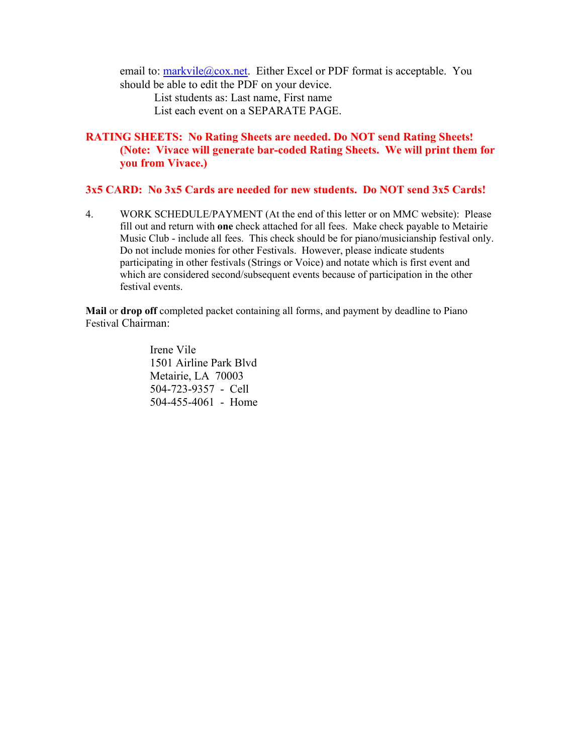email to: markvile@cox.net. Either Excel or PDF format is acceptable. You should be able to edit the PDF on your device.

List students as: Last name, First name

List each event on a SEPARATE PAGE.

**RATING SHEETS: No Rating Sheets are needed. Do NOT send Rating Sheets! (Note: Vivace will generate bar-coded Rating Sheets. We will print them for you from Vivace.)**

**3x5 CARD: No 3x5 Cards are needed for new students. Do NOT send 3x5 Cards!**

4. WORK SCHEDULE/PAYMENT (At the end of this letter or on MMC website): Please fill out and return with **one** check attached for all fees. Make check payable to Metairie Music Club - include all fees. This check should be for piano/musicianship festival only. Do not include monies for other Festivals. However, please indicate students participating in other festivals (Strings or Voice) and notate which is first event and which are considered second/subsequent events because of participation in the other festival events.

**Mail** or **drop off** completed packet containing all forms, and payment by deadline to Piano Festival Chairman:

Irene Vile
1501 Airline Park Blvd
Metairie, LA 70003
504-723-9357 - Cell
504-455-4061 - Home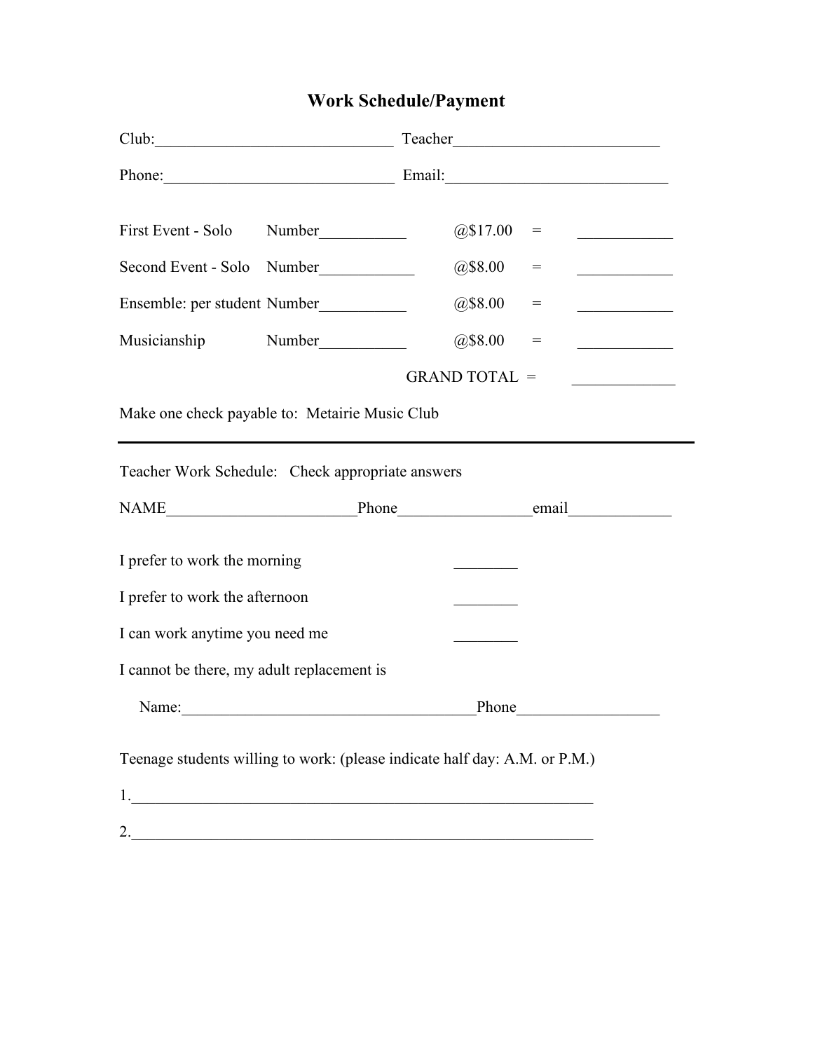# Work Schedule/Payment

Club:\_\_\_\_\_\_\_\_\_\_\_\_\_\_\_\_\_\_\_\_\_\_\_\_\_\_\_\_\_\_ Teacher\_\_\_\_\_\_\_\_\_\_\_\_\_\_\_\_\_\_\_\_\_\_\_\_\_\_

Phone:\_\_\_\_\_\_\_\_\_\_\_\_\_\_\_\_\_\_\_\_\_\_\_\_\_\_\_\_\_ Email:\_\_\_\_\_\_\_\_\_\_\_\_\_\_\_\_\_\_\_\_\_\_\_\_\_\_\_\_

| | | | | |
|---|---|---|---|---|
| First Event - Solo | Number\_\_\_\_\_\_\_\_\_\_\_ | @$17.00 | = | \_\_\_\_\_\_\_\_\_\_\_\_ |
| Second Event - Solo | Number\_\_\_\_\_\_\_\_\_\_\_\_ | @$8.00 | = | \_\_\_\_\_\_\_\_\_\_\_\_ |
| Ensemble: per student | Number\_\_\_\_\_\_\_\_\_\_\_ | @$8.00 | = | \_\_\_\_\_\_\_\_\_\_\_\_ |
| Musicianship | Number\_\_\_\_\_\_\_\_\_\_\_ | @$8.00 | = | \_\_\_\_\_\_\_\_\_\_\_\_ |
| | | GRAND TOTAL | = | \_\_\_\_\_\_\_\_\_\_\_\_\_ |

Make one check payable to: Metairie Music Club

---

Teacher Work Schedule: Check appropriate answers

NAME\_\_\_\_\_\_\_\_\_\_\_\_\_\_\_\_\_\_\_\_\_\_\_\_Phone\_\_\_\_\_\_\_\_\_\_\_\_\_\_\_\_\_email\_\_\_\_\_\_\_\_\_\_\_\_\_

I prefer to work the morning \_\_\_\_\_\_\_\_

I prefer to work the afternoon \_\_\_\_\_\_\_\_

I can work anytime you need me \_\_\_\_\_\_\_\_

I cannot be there, my adult replacement is

Name:\_\_\_\_\_\_\_\_\_\_\_\_\_\_\_\_\_\_\_\_\_\_\_\_\_\_\_\_\_\_\_\_\_\_\_\_\_\_\_Phone\_\_\_\_\_\_\_\_\_\_\_\_\_\_\_\_\_\_

Teenage students willing to work: (please indicate half day: A.M. or P.M.)

1.\_\_\_\_\_\_\_\_\_\_\_\_\_\_\_\_\_\_\_\_\_\_\_\_\_\_\_\_\_\_\_\_\_\_\_\_\_\_\_\_\_\_\_\_\_\_\_\_\_\_\_\_\_\_\_\_\_\_\_\_

2.\_\_\_\_\_\_\_\_\_\_\_\_\_\_\_\_\_\_\_\_\_\_\_\_\_\_\_\_\_\_\_\_\_\_\_\_\_\_\_\_\_\_\_\_\_\_\_\_\_\_\_\_\_\_\_\_\_\_\_\_